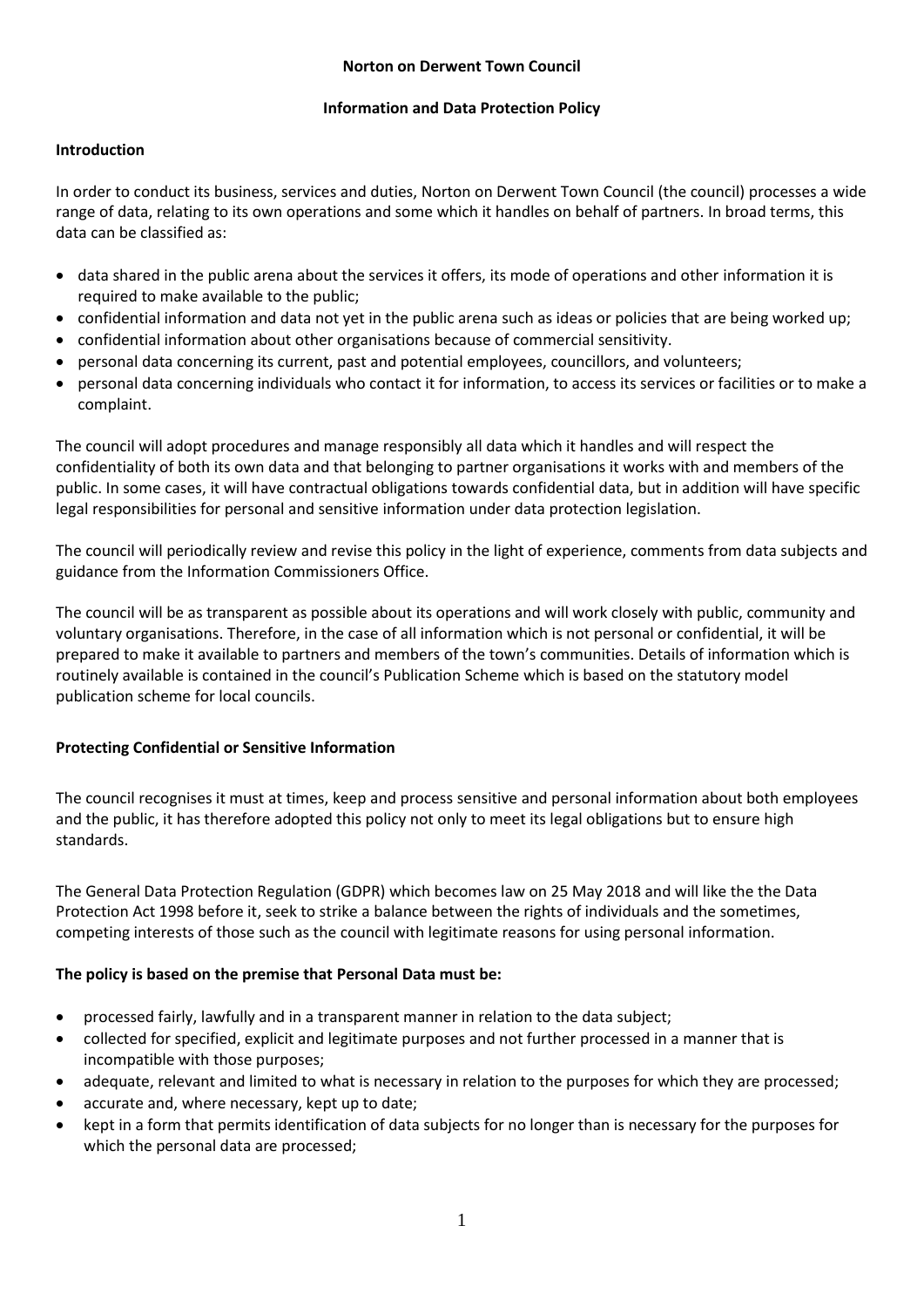**Norton on Derwent Town Council**

**Information and Data Protection Policy**

**Introduction**

In order to conduct its business, services and duties, Norton on Derwent Town Council (the council) processes a wide range of data, relating to its own operations and some which it handles on behalf of partners. In broad terms, this data can be classified as:

- data shared in the public arena about the services it offers, its mode of operations and other information it is required to make available to the public;
- confidential information and data not yet in the public arena such as ideas or policies that are being worked up;
- confidential information about other organisations because of commercial sensitivity.
- personal data concerning its current, past and potential employees, councillors, and volunteers;
- personal data concerning individuals who contact it for information, to access its services or facilities or to make a complaint.

The council will adopt procedures and manage responsibly all data which it handles and will respect the confidentiality of both its own data and that belonging to partner organisations it works with and members of the public. In some cases, it will have contractual obligations towards confidential data, but in addition will have specific legal responsibilities for personal and sensitive information under data protection legislation.

The council will periodically review and revise this policy in the light of experience, comments from data subjects and guidance from the Information Commissioners Office.

The council will be as transparent as possible about its operations and will work closely with public, community and voluntary organisations. Therefore, in the case of all information which is not personal or confidential, it will be prepared to make it available to partners and members of the town's communities. Details of information which is routinely available is contained in the council's Publication Scheme which is based on the statutory model publication scheme for local councils.

**Protecting Confidential or Sensitive Information**

The council recognises it must at times, keep and process sensitive and personal information about both employees and the public, it has therefore adopted this policy not only to meet its legal obligations but to ensure high standards.

The General Data Protection Regulation (GDPR) which becomes law on 25 May 2018 and will like the the Data Protection Act 1998 before it, seek to strike a balance between the rights of individuals and the sometimes, competing interests of those such as the council with legitimate reasons for using personal information.

**The policy is based on the premise that Personal Data must be:**

- processed fairly, lawfully and in a transparent manner in relation to the data subject;
- collected for specified, explicit and legitimate purposes and not further processed in a manner that is incompatible with those purposes;
- adequate, relevant and limited to what is necessary in relation to the purposes for which they are processed;
- accurate and, where necessary, kept up to date;
- kept in a form that permits identification of data subjects for no longer than is necessary for the purposes for which the personal data are processed;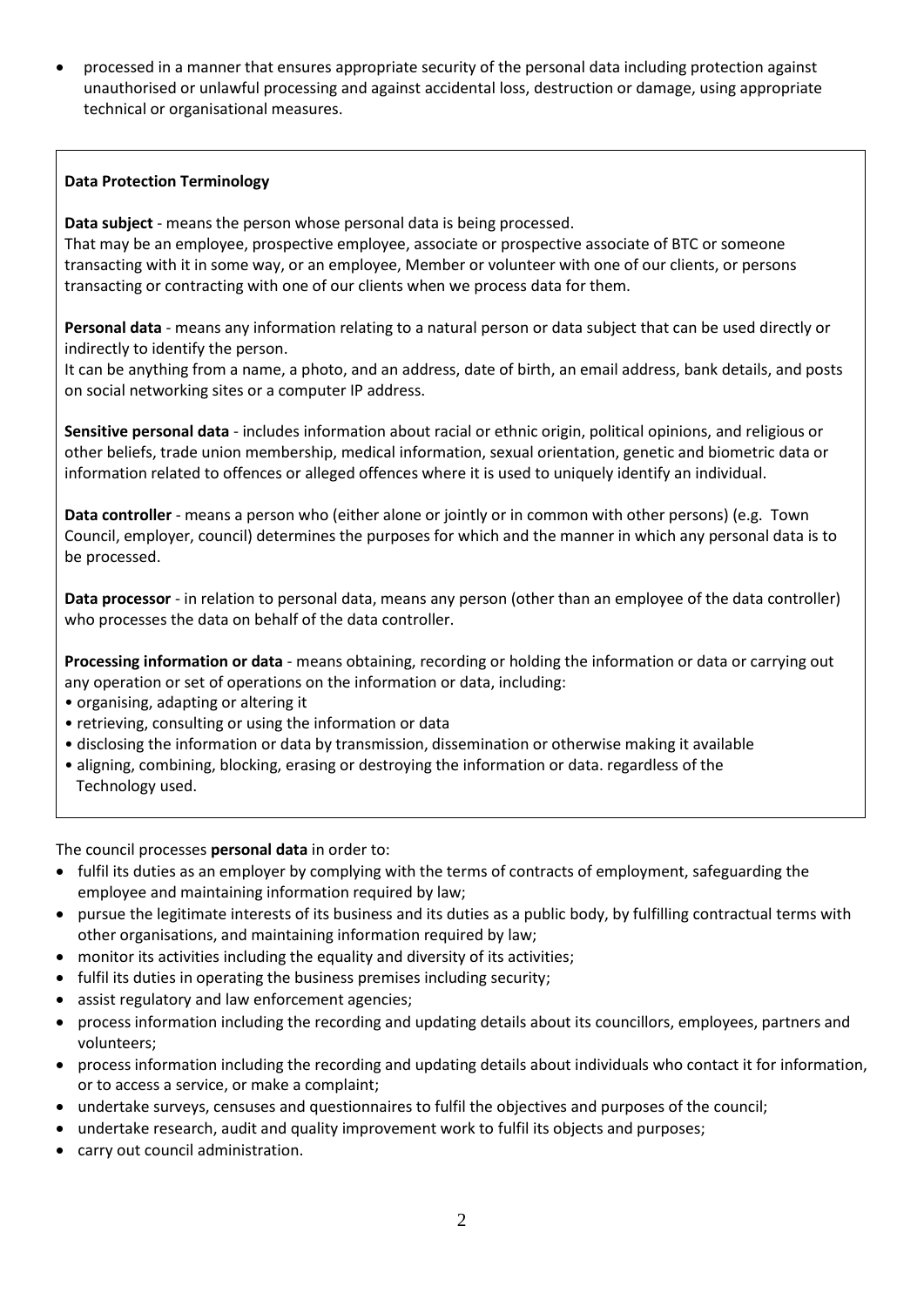- processed in a manner that ensures appropriate security of the personal data including protection against unauthorised or unlawful processing and against accidental loss, destruction or damage, using appropriate technical or organisational measures.

**Data Protection Terminology**

**Data subject** - means the person whose personal data is being processed.
That may be an employee, prospective employee, associate or prospective associate of BTC or someone transacting with it in some way, or an employee, Member or volunteer with one of our clients, or persons transacting or contracting with one of our clients when we process data for them.

**Personal data** - means any information relating to a natural person or data subject that can be used directly or indirectly to identify the person.
It can be anything from a name, a photo, and an address, date of birth, an email address, bank details, and posts on social networking sites or a computer IP address.

**Sensitive personal data** - includes information about racial or ethnic origin, political opinions, and religious or other beliefs, trade union membership, medical information, sexual orientation, genetic and biometric data or information related to offences or alleged offences where it is used to uniquely identify an individual.

**Data controller** - means a person who (either alone or jointly or in common with other persons) (e.g. Town Council, employer, council) determines the purposes for which and the manner in which any personal data is to be processed.

**Data processor** - in relation to personal data, means any person (other than an employee of the data controller) who processes the data on behalf of the data controller.

**Processing information or data** - means obtaining, recording or holding the information or data or carrying out any operation or set of operations on the information or data, including:

- organising, adapting or altering it
- retrieving, consulting or using the information or data
- disclosing the information or data by transmission, dissemination or otherwise making it available
- aligning, combining, blocking, erasing or destroying the information or data. regardless of the Technology used.

The council processes **personal data** in order to:

- fulfil its duties as an employer by complying with the terms of contracts of employment, safeguarding the employee and maintaining information required by law;
- pursue the legitimate interests of its business and its duties as a public body, by fulfilling contractual terms with other organisations, and maintaining information required by law;
- monitor its activities including the equality and diversity of its activities;
- fulfil its duties in operating the business premises including security;
- assist regulatory and law enforcement agencies;
- process information including the recording and updating details about its councillors, employees, partners and volunteers;
- process information including the recording and updating details about individuals who contact it for information, or to access a service, or make a complaint;
- undertake surveys, censuses and questionnaires to fulfil the objectives and purposes of the council;
- undertake research, audit and quality improvement work to fulfil its objects and purposes;
- carry out council administration.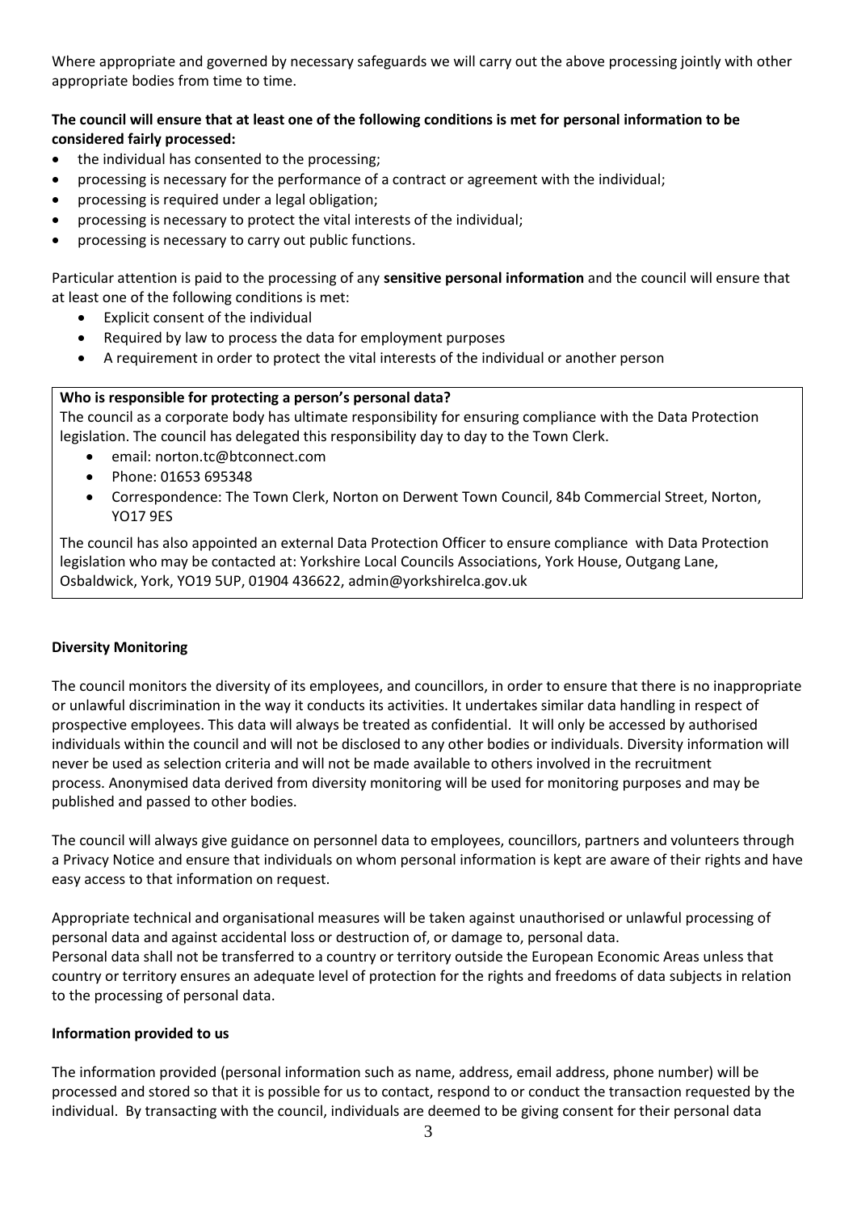Where appropriate and governed by necessary safeguards we will carry out the above processing jointly with other appropriate bodies from time to time.

**The council will ensure that at least one of the following conditions is met for personal information to be considered fairly processed:**

- the individual has consented to the processing;
- processing is necessary for the performance of a contract or agreement with the individual;
- processing is required under a legal obligation;
- processing is necessary to protect the vital interests of the individual;
- processing is necessary to carry out public functions.

Particular attention is paid to the processing of any **sensitive personal information** and the council will ensure that at least one of the following conditions is met:

- Explicit consent of the individual
- Required by law to process the data for employment purposes
- A requirement in order to protect the vital interests of the individual or another person

**Who is responsible for protecting a person's personal data?**

The council as a corporate body has ultimate responsibility for ensuring compliance with the Data Protection legislation. The council has delegated this responsibility day to day to the Town Clerk.

- email: norton.tc@btconnect.com
- Phone: 01653 695348
- Correspondence: The Town Clerk, Norton on Derwent Town Council, 84b Commercial Street, Norton, YO17 9ES

The council has also appointed an external Data Protection Officer to ensure compliance with Data Protection legislation who may be contacted at: Yorkshire Local Councils Associations, York House, Outgang Lane, Osbaldwick, York, YO19 5UP, 01904 436622, admin@yorkshirelca.gov.uk

**Diversity Monitoring**

The council monitors the diversity of its employees, and councillors, in order to ensure that there is no inappropriate or unlawful discrimination in the way it conducts its activities. It undertakes similar data handling in respect of prospective employees. This data will always be treated as confidential. It will only be accessed by authorised individuals within the council and will not be disclosed to any other bodies or individuals. Diversity information will never be used as selection criteria and will not be made available to others involved in the recruitment process. Anonymised data derived from diversity monitoring will be used for monitoring purposes and may be published and passed to other bodies.

The council will always give guidance on personnel data to employees, councillors, partners and volunteers through a Privacy Notice and ensure that individuals on whom personal information is kept are aware of their rights and have easy access to that information on request.

Appropriate technical and organisational measures will be taken against unauthorised or unlawful processing of personal data and against accidental loss or destruction of, or damage to, personal data.
Personal data shall not be transferred to a country or territory outside the European Economic Areas unless that country or territory ensures an adequate level of protection for the rights and freedoms of data subjects in relation to the processing of personal data.

**Information provided to us**

The information provided (personal information such as name, address, email address, phone number) will be processed and stored so that it is possible for us to contact, respond to or conduct the transaction requested by the individual. By transacting with the council, individuals are deemed to be giving consent for their personal data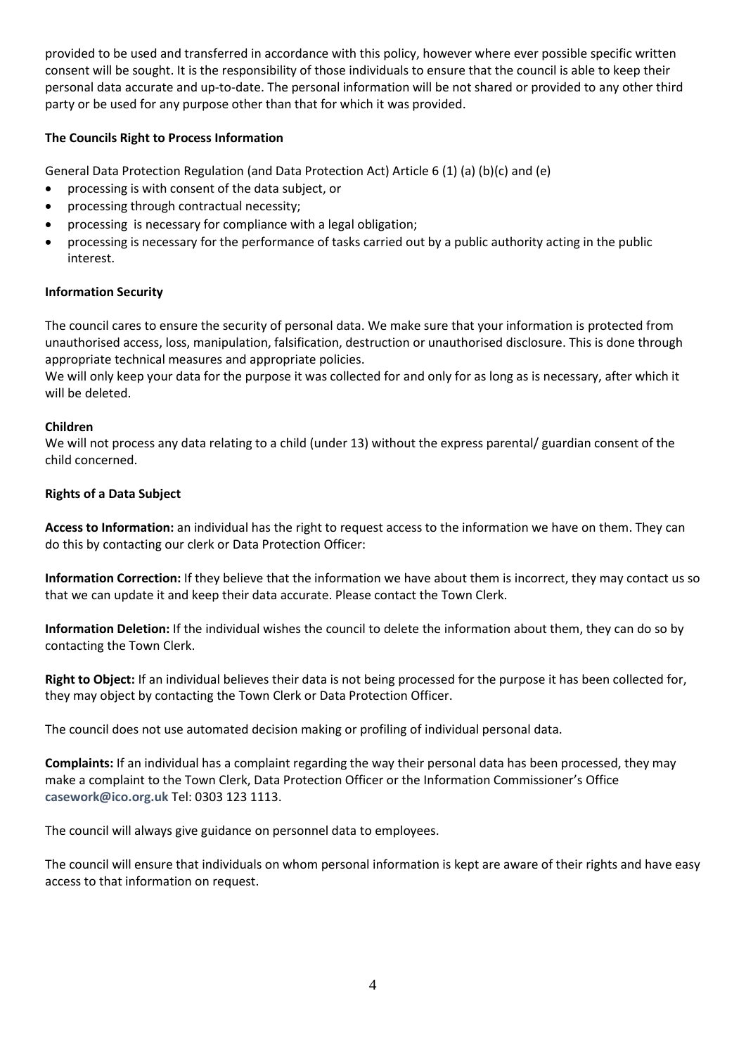provided to be used and transferred in accordance with this policy, however where ever possible specific written consent will be sought. It is the responsibility of those individuals to ensure that the council is able to keep their personal data accurate and up-to-date. The personal information will be not shared or provided to any other third party or be used for any purpose other than that for which it was provided.

**The Councils Right to Process Information**

General Data Protection Regulation (and Data Protection Act) Article 6 (1) (a) (b)(c) and (e)

- processing is with consent of the data subject, or
- processing through contractual necessity;
- processing is necessary for compliance with a legal obligation;
- processing is necessary for the performance of tasks carried out by a public authority acting in the public interest.

**Information Security**

The council cares to ensure the security of personal data. We make sure that your information is protected from unauthorised access, loss, manipulation, falsification, destruction or unauthorised disclosure. This is done through appropriate technical measures and appropriate policies.

We will only keep your data for the purpose it was collected for and only for as long as is necessary, after which it will be deleted.

**Children**

We will not process any data relating to a child (under 13) without the express parental/ guardian consent of the child concerned.

**Rights of a Data Subject**

**Access to Information:** an individual has the right to request access to the information we have on them. They can do this by contacting our clerk or Data Protection Officer:

**Information Correction:** If they believe that the information we have about them is incorrect, they may contact us so that we can update it and keep their data accurate. Please contact the Town Clerk.

**Information Deletion:** If the individual wishes the council to delete the information about them, they can do so by contacting the Town Clerk.

**Right to Object:** If an individual believes their data is not being processed for the purpose it has been collected for, they may object by contacting the Town Clerk or Data Protection Officer.

The council does not use automated decision making or profiling of individual personal data.

**Complaints:** If an individual has a complaint regarding the way their personal data has been processed, they may make a complaint to the Town Clerk, Data Protection Officer or the Information Commissioner's Office **casework@ico.org.uk** Tel: 0303 123 1113.

The council will always give guidance on personnel data to employees.

The council will ensure that individuals on whom personal information is kept are aware of their rights and have easy access to that information on request.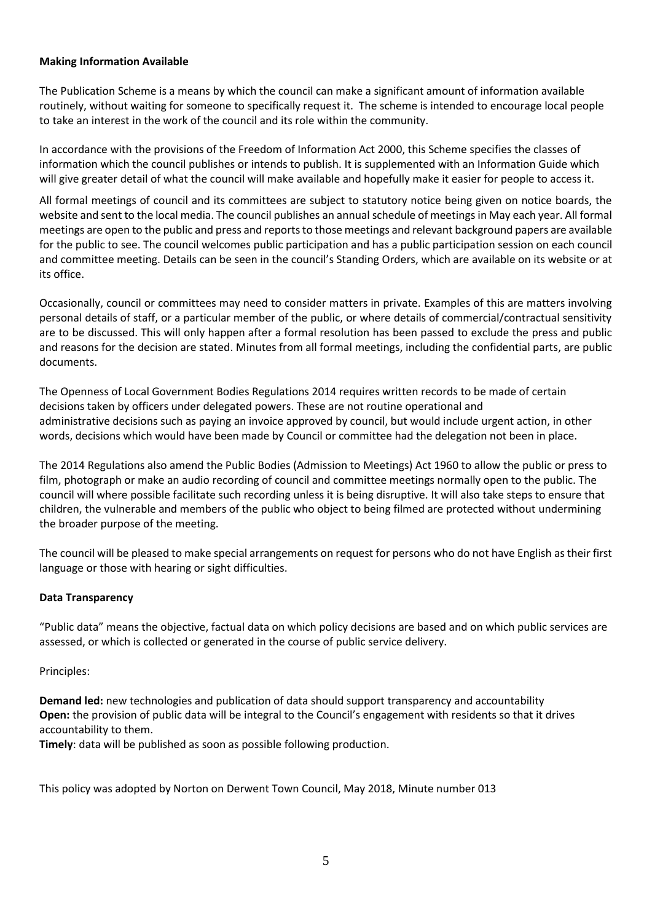**Making Information Available**

The Publication Scheme is a means by which the council can make a significant amount of information available routinely, without waiting for someone to specifically request it. The scheme is intended to encourage local people to take an interest in the work of the council and its role within the community.

In accordance with the provisions of the Freedom of Information Act 2000, this Scheme specifies the classes of information which the council publishes or intends to publish. It is supplemented with an Information Guide which will give greater detail of what the council will make available and hopefully make it easier for people to access it.

All formal meetings of council and its committees are subject to statutory notice being given on notice boards, the website and sent to the local media. The council publishes an annual schedule of meetings in May each year. All formal meetings are open to the public and press and reports to those meetings and relevant background papers are available for the public to see. The council welcomes public participation and has a public participation session on each council and committee meeting. Details can be seen in the council's Standing Orders, which are available on its website or at its office.

Occasionally, council or committees may need to consider matters in private. Examples of this are matters involving personal details of staff, or a particular member of the public, or where details of commercial/contractual sensitivity are to be discussed. This will only happen after a formal resolution has been passed to exclude the press and public and reasons for the decision are stated. Minutes from all formal meetings, including the confidential parts, are public documents.

The Openness of Local Government Bodies Regulations 2014 requires written records to be made of certain decisions taken by officers under delegated powers. These are not routine operational and administrative decisions such as paying an invoice approved by council, but would include urgent action, in other words, decisions which would have been made by Council or committee had the delegation not been in place.

The 2014 Regulations also amend the Public Bodies (Admission to Meetings) Act 1960 to allow the public or press to film, photograph or make an audio recording of council and committee meetings normally open to the public. The council will where possible facilitate such recording unless it is being disruptive. It will also take steps to ensure that children, the vulnerable and members of the public who object to being filmed are protected without undermining the broader purpose of the meeting.

The council will be pleased to make special arrangements on request for persons who do not have English as their first language or those with hearing or sight difficulties.

**Data Transparency**

"Public data" means the objective, factual data on which policy decisions are based and on which public services are assessed, or which is collected or generated in the course of public service delivery.

Principles:

**Demand led:** new technologies and publication of data should support transparency and accountability
**Open:** the provision of public data will be integral to the Council's engagement with residents so that it drives accountability to them.
**Timely**: data will be published as soon as possible following production.

This policy was adopted by Norton on Derwent Town Council, May 2018, Minute number 013